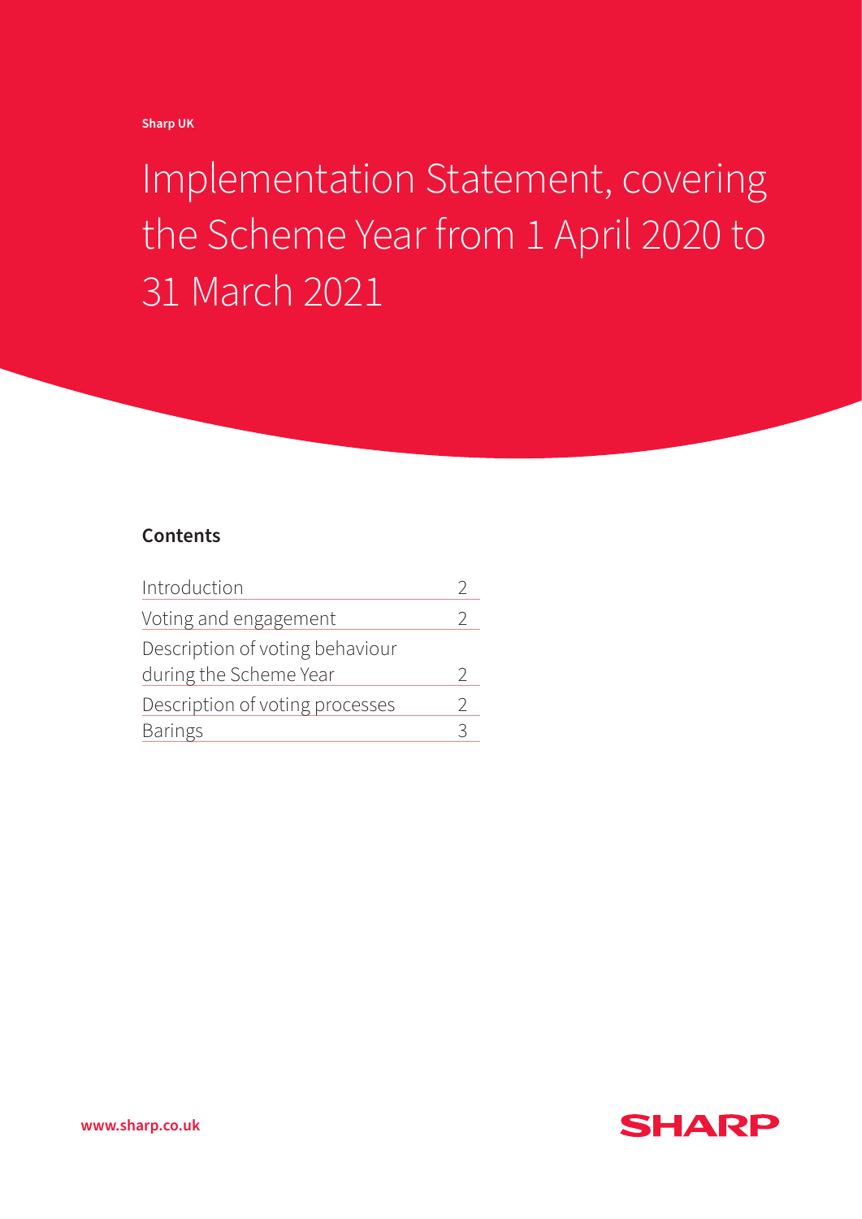Sharp UK

# Implementation Statement, covering the Scheme Year from 1 April 2020 to 31 March 2021

## Contents

| | |
|---|---|
| Introduction | 2 |
| Voting and engagement | 2 |
| Description of voting behaviour during the Scheme Year | 2 |
| Description of voting processes | 2 |
| Barings | 3 |

www.sharp.co.uk

SHARP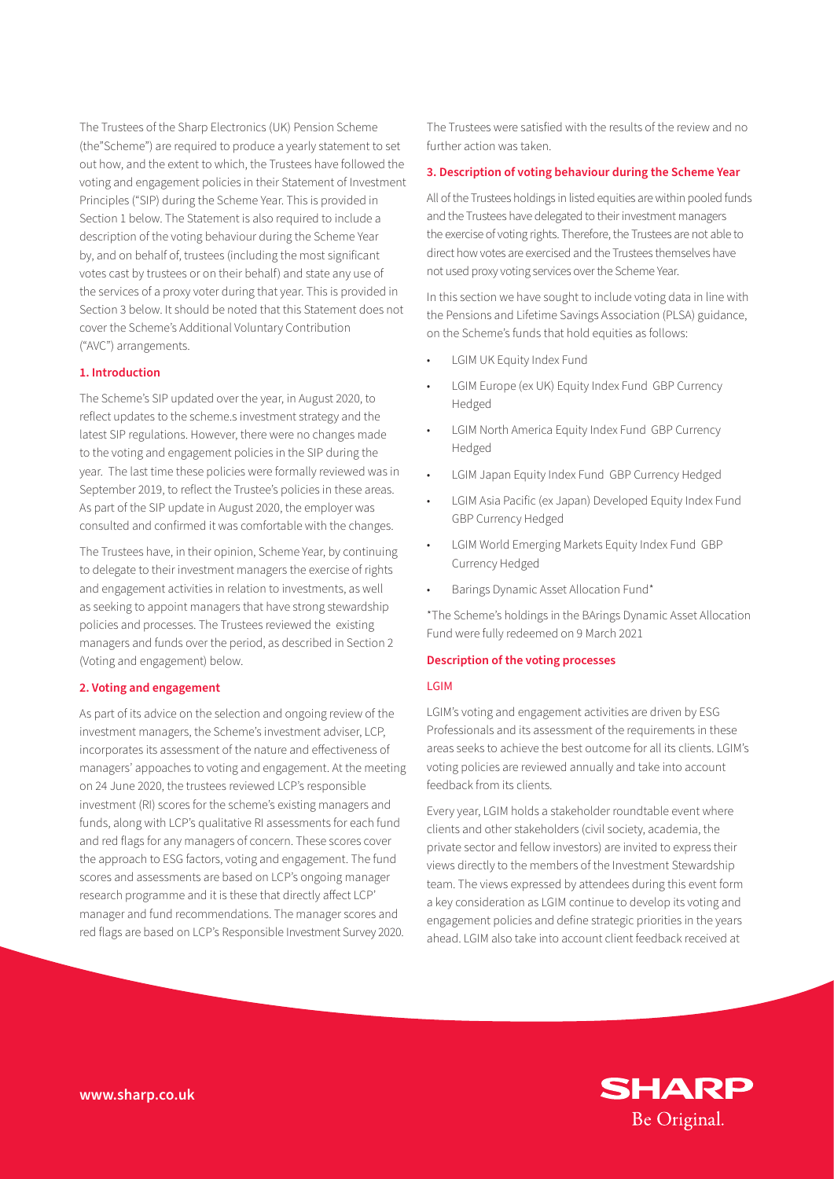The Trustees of the Sharp Electronics (UK) Pension Scheme (the"Scheme") are required to produce a yearly statement to set out how, and the extent to which, the Trustees have followed the voting and engagement policies in their Statement of Investment Principles ("SIP) during the Scheme Year. This is provided in Section 1 below. The Statement is also required to include a description of the voting behaviour during the Scheme Year by, and on behalf of, trustees (including the most significant votes cast by trustees or on their behalf) and state any use of the services of a proxy voter during that year. This is provided in Section 3 below. It should be noted that this Statement does not cover the Scheme's Additional Voluntary Contribution ("AVC") arrangements.

### 1. Introduction

The Scheme's SIP updated over the year, in August 2020, to reflect updates to the scheme.s investment strategy and the latest SIP regulations. However, there were no changes made to the voting and engagement policies in the SIP during the year. The last time these policies were formally reviewed was in September 2019, to reflect the Trustee's policies in these areas. As part of the SIP update in August 2020, the employer was consulted and confirmed it was comfortable with the changes.

The Trustees have, in their opinion, Scheme Year, by continuing to delegate to their investment managers the exercise of rights and engagement activities in relation to investments, as well as seeking to appoint managers that have strong stewardship policies and processes. The Trustees reviewed the existing managers and funds over the period, as described in Section 2 (Voting and engagement) below.

### 2. Voting and engagement

As part of its advice on the selection and ongoing review of the investment managers, the Scheme's investment adviser, LCP, incorporates its assessment of the nature and effectiveness of managers' appoaches to voting and engagement. At the meeting on 24 June 2020, the trustees reviewed LCP's responsible investment (RI) scores for the scheme's existing managers and funds, along with LCP's qualitative RI assessments for each fund and red flags for any managers of concern. These scores cover the approach to ESG factors, voting and engagement. The fund scores and assessments are based on LCP's ongoing manager research programme and it is these that directly affect LCP' manager and fund recommendations. The manager scores and red flags are based on LCP's Responsible Investment Survey 2020.

The Trustees were satisfied with the results of the review and no further action was taken.

### 3. Description of voting behaviour during the Scheme Year

All of the Trustees holdings in listed equities are within pooled funds and the Trustees have delegated to their investment managers the exercise of voting rights. Therefore, the Trustees are not able to direct how votes are exercised and the Trustees themselves have not used proxy voting services over the Scheme Year.

In this section we have sought to include voting data in line with the Pensions and Lifetime Savings Association (PLSA) guidance, on the Scheme's funds that hold equities as follows:

- LGIM UK Equity Index Fund
- LGIM Europe (ex UK) Equity Index Fund GBP Currency Hedged
- LGIM North America Equity Index Fund GBP Currency Hedged
- LGIM Japan Equity Index Fund GBP Currency Hedged
- LGIM Asia Pacific (ex Japan) Developed Equity Index Fund GBP Currency Hedged
- LGIM World Emerging Markets Equity Index Fund GBP Currency Hedged
- Barings Dynamic Asset Allocation Fund*

*The Scheme's holdings in the BArings Dynamic Asset Allocation Fund were fully redeemed on 9 March 2021

#### Description of the voting processes

#### LGIM

LGIM's voting and engagement activities are driven by ESG Professionals and its assessment of the requirements in these areas seeks to achieve the best outcome for all its clients. LGIM's voting policies are reviewed annually and take into account feedback from its clients.

Every year, LGIM holds a stakeholder roundtable event where clients and other stakeholders (civil society, academia, the private sector and fellow investors) are invited to express their views directly to the members of the Investment Stewardship team. The views expressed by attendees during this event form a key consideration as LGIM continue to develop its voting and engagement policies and define strategic priorities in the years ahead. LGIM also take into account client feedback received at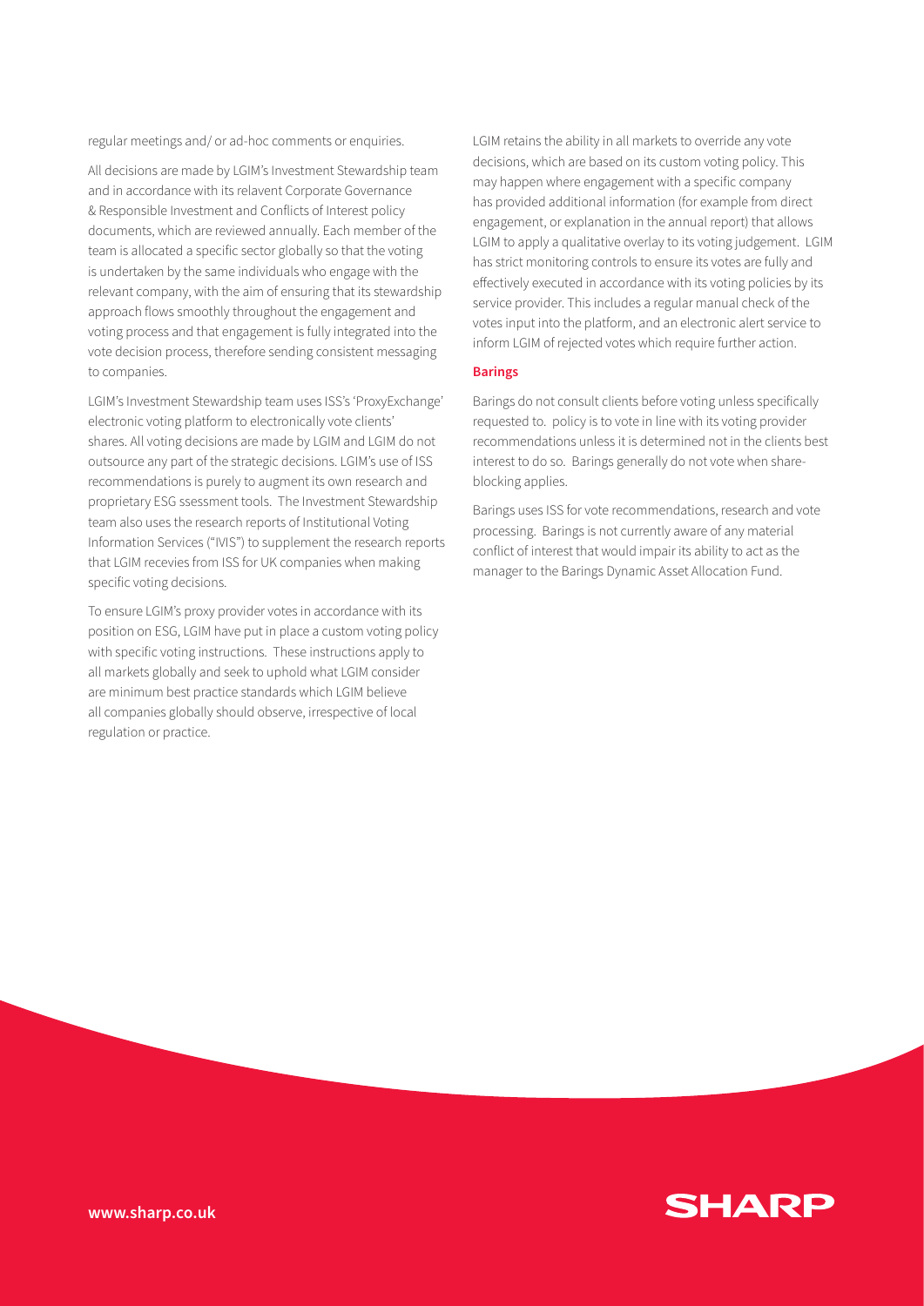regular meetings and/ or ad-hoc comments or enquiries.

All decisions are made by LGIM's Investment Stewardship team and in accordance with its relavent Corporate Governance & Responsible Investment and Conflicts of Interest policy documents, which are reviewed annually. Each member of the team is allocated a specific sector globally so that the voting is undertaken by the same individuals who engage with the relevant company, with the aim of ensuring that its stewardship approach flows smoothly throughout the engagement and voting process and that engagement is fully integrated into the vote decision process, therefore sending consistent messaging to companies.

LGIM's Investment Stewardship team uses ISS's 'ProxyExchange' electronic voting platform to electronically vote clients' shares. All voting decisions are made by LGIM and LGIM do not outsource any part of the strategic decisions. LGIM's use of ISS recommendations is purely to augment its own research and proprietary ESG ssessment tools. The Investment Stewardship team also uses the research reports of Institutional Voting Information Services ("IVIS") to supplement the research reports that LGIM recevies from ISS for UK companies when making specific voting decisions.

To ensure LGIM's proxy provider votes in accordance with its position on ESG, LGIM have put in place a custom voting policy with specific voting instructions. These instructions apply to all markets globally and seek to uphold what LGIM consider are minimum best practice standards which LGIM believe all companies globally should observe, irrespective of local regulation or practice.

LGIM retains the ability in all markets to override any vote decisions, which are based on its custom voting policy. This may happen where engagement with a specific company has provided additional information (for example from direct engagement, or explanation in the annual report) that allows LGIM to apply a qualitative overlay to its voting judgement. LGIM has strict monitoring controls to ensure its votes are fully and effectively executed in accordance with its voting policies by its service provider. This includes a regular manual check of the votes input into the platform, and an electronic alert service to inform LGIM of rejected votes which require further action.

### Barings

Barings do not consult clients before voting unless specifically requested to. policy is to vote in line with its voting provider recommendations unless it is determined not in the clients best interest to do so. Barings generally do not vote when share-blocking applies.

Barings uses ISS for vote recommendations, research and vote processing. Barings is not currently aware of any material conflict of interest that would impair its ability to act as the manager to the Barings Dynamic Asset Allocation Fund.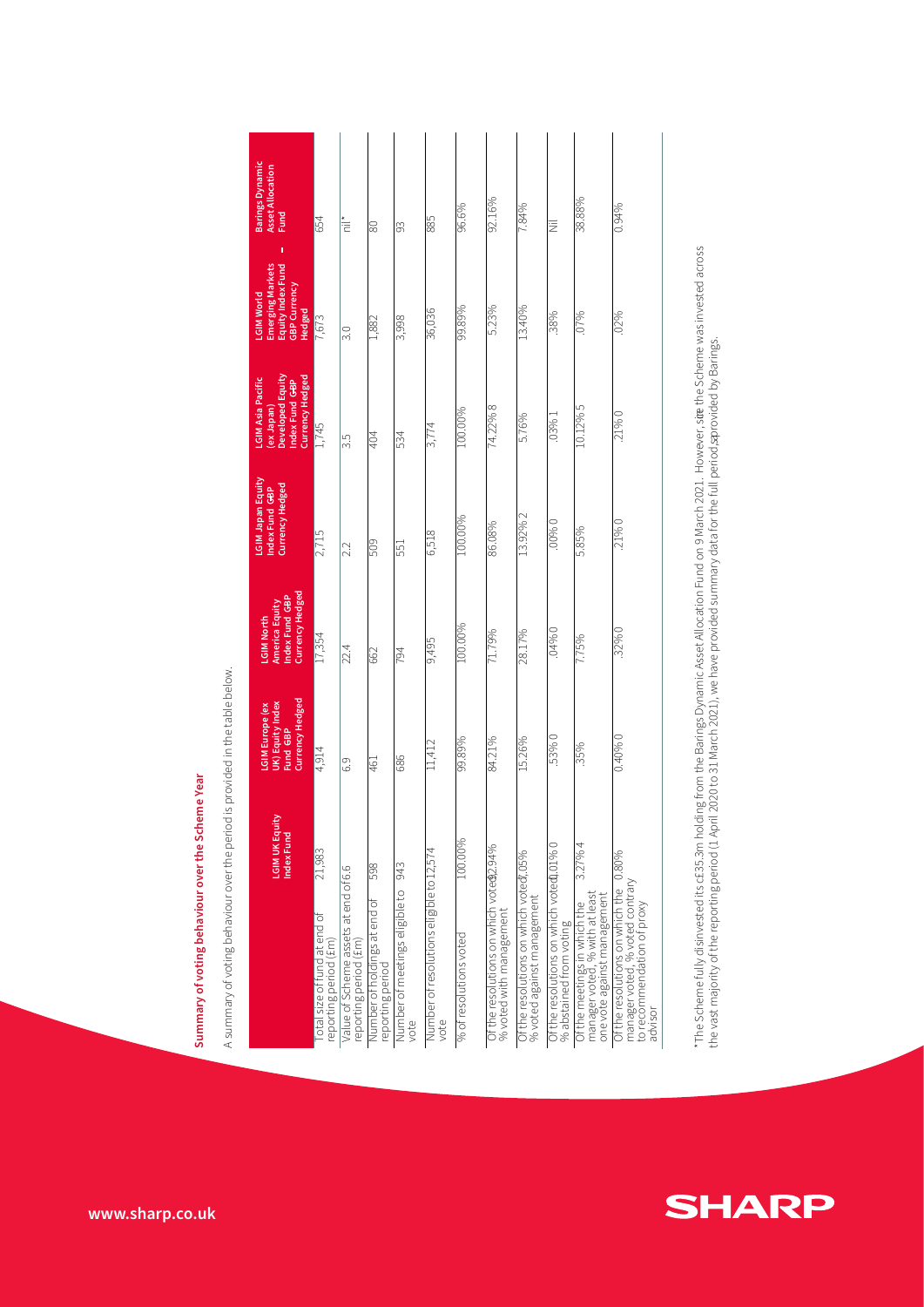## Summary of voting behaviour over the Scheme Year

A summary of voting behaviour over the period is provided in the table below.

| | LGIM UK Equity Index Fund | LGIM Europe (ex UK) Equity Index Fund GBP Currency Hedged | LGIM North America Equity Index Fund GBP Currency Hedged | LGIM Japan Equity Index Fund GBP Currency Hedged | LGIM Asia Pacific (ex Japan) Developed Equity Index Fund GBP Currency Hedged | LGIM World Emerging Markets Equity Index Fund GBP Currency Hedged | Barings Dynamic Asset Allocation Fund |
|---|---|---|---|---|---|---|---|
| Total size of fund at end of reporting period (£m) | 21,983 | 4,914 | 17,354 | 2,715 | 1,745 | 7,673 | 654 |
| Value of Scheme assets at end of reporting period (£m) | 6.6 | 6.9 | 22.4 | 2.2 | 3.5 | 3.0 | nil* |
| Number of holdings at end of reporting period | 598 | 461 | 662 | 509 | 404 | 1,882 | 80 |
| Number of meetings eligible to vote | 943 | 686 | 794 | 551 | 534 | 3,998 | 93 |
| Number of resolutions eligible to vote | 12,574 | 11,412 | 9,495 | 6,518 | 3,774 | 36,036 | 885 |
| % of resolutions voted | 100.00% | 99.89% | 100.00% | 100.00% | 100.00% | 99.89% | 96.6% |
| Of the resolutions on which voted, % voted with management | 92.94% | 84.21% | 71.79% | 86.08% | 74.22% | 5.23% | 92.16% |
| Of the resolutions on which voted, % voted against management | 7.05% | 15.26% | 28.17% | 13.92% | 5.76% | 13.40% | 7.84% |
| Of the resolutions on which voted, % abstained from voting | 0.01% | .53% | .04% | .00% | .03% | .38% | Nil |
| Of the meetings in which the manager voted, % with at least one vote against management | 3.27% | .35% | 7.75% | 5.85% | 10.12% | .07% | 38.88% |
| Of the resolutions on which the manager voted, % voted contrary to recommendation of proxy advisor | 0.80% | 0.40% | .32% | .21% | .21% | .02% | 0.94% |

* The Scheme fully disinvested its c£35.3m holding from the Barings Dynamic Asset Allocation Fund on 9 March 2021. However, since the Scheme was invested across the vast majority of the reporting period (1 April 2020 to 31 March 2021), we have provided summary data for the full period, as provided by Barings.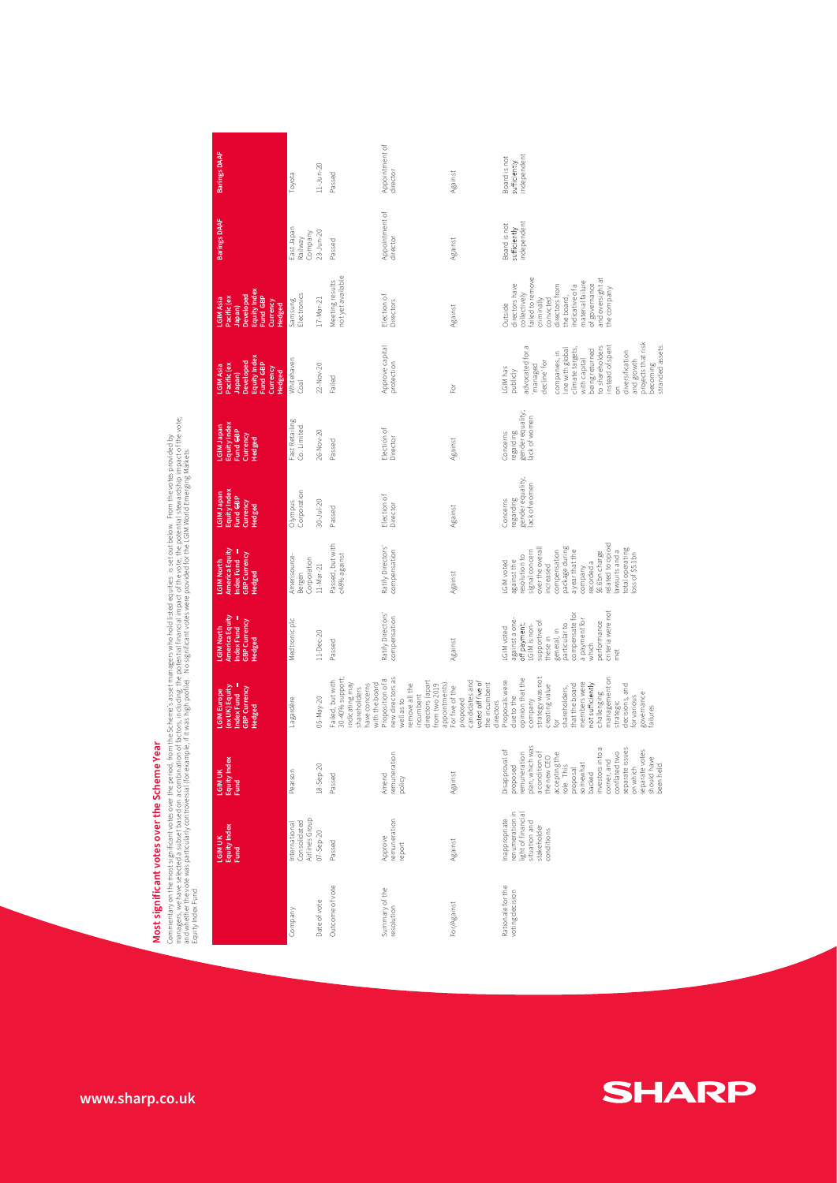## Most significant votes over the Scheme Year

Commentary on the most significant votes over the period, from the Scheme's asset managers who hold listed equities is set out below. From the votes provided by managers, we have selected a subset based on a combination of factors, including: the potential financial impact of the vote; the potential stewardship impact of the vote; and whether the vote was particularly controversial (for example, if it was high profile). No significant votes were provided for the LGIM World Emerging Markets Equity Index Fund.

| | LGIM UK Equity Index Fund | LGIM UK Equity Index Fund | LGIM Europe (ex UK) Equity Index Fund – GBP Currency Hedged | LGIM North America Equity Index Fund – GBP Currency Hedged | LGIM North America Equity Index Fund – GBP Currency Hedged | LGIM Japan Equity Index Fund GBP Currency Hedged | LGIM Japan Equity Index Fund GBP Currency Hedged | LGIM Asia Pacific (ex Japan) Developed Equity Index Fund GBP Currency Hedged | LGIM Asia Pacific (ex Japan) Developed Equity Index Fund GBP Currency Hedged | Barings DAAF | Barings DAAF |
|---|---|---|---|---|---|---|---|---|---|---|---|
| Company | International Consolidated Airlines Group | Pearson | Lagardère | Medtronic plc | Amerisource-Bergen Corporation | Olympus Corporation | Fast Retailing Co. Limited. | Whitehaven Coal | Samsung Electronics | East Japan Railway Company | Toyota |
| Date of vote | 07-Sep-20 | 18-Sep-20 | 05-May-20 | 11-Dec-20 | 11-Mar-21 | 30-Jul-20 | 26-Nov-20 | 22-Nov-20 | 17-Mar-21 | 23-Jun-20 | 11-Jun-20 |
| Outcome of vote | Passed | Passed | Failed, but with 30-40% support, indicating may shareholders have concerns with the board | Passed | Passed, but with c48% against | Passed | Passed | Failed | Meeting results not yet available | Passed | Passed |
| Summary of the resolution | Approve remuneration report | Amend remuneration policy | Proposition of 8 new directors as well as to remove all the incumbent directors (apart from two 2019 appointments). | Ratify Directors' compensation | Ratify Directors' compensation | Election of Director | Election of Director | Approve capital protection | Election of Directors | Appointment of director | Appointment of director |
| For/Against | Against | Against | For five of the proposed candidates and voted off five of the incumbent directors. | Against | Against | Against | Against | For | Against | Against | Against |
| Rationale for the voting decision | Inappropriate remuneration in light of financial situation and stakeholder conditions | Disapproval of proposed remuneration plan, which was a condition of the new CEO accepting the role. This proposal somewhat backed investors into a corner, and conflated two separate issues on which separate votes should have been held. | Proposals were due to the opinion that the company strategy was not creating value for shareholders, that the board members were not sufficiently challenging management on strategic decisions, and for various governance failures | LGIM voted against a one-off payment; LGIM is non-supportive of these in general, in particular to compensate for a payment for which performance criteria were not met | LGIM voted against the resolution to signal concern over the overall increased compensation package during a year that the company recorded a $6.6bn charge related to opioid lawsuits and a total operating loss of $5.1bn | Concerns regarding gender equality, lack of women | Concerns regarding gender equality, lack of women | LGIM has publicly advocated for a 'managed decline' for companies, in line with global climate targets, with capital being returned to shareholders instead of spent on diversification and growth projects that risk becoming stranded assets. | Outside directors have collectively failed to remove criminally convicted directors from the board, indicative of a material failure of governance and oversight at the company | Board is not sufficiently independent | Board is not sufficiently independent |